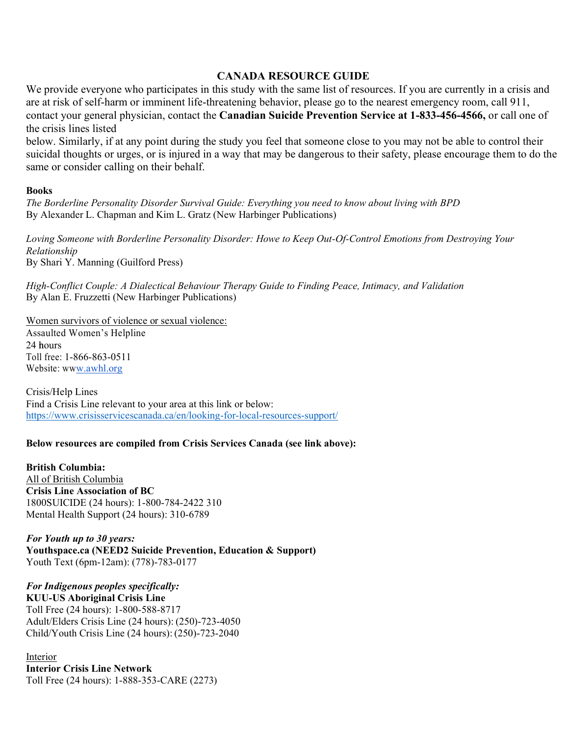# CANADA RESOURCE GUIDE

We provide everyone who participates in this study with the same list of resources. If you are currently in a crisis and are at risk of self-harm or imminent life-threatening behavior, please go to the nearest emergency room, call 911, contact your general physician, contact the **Canadian Suicide Prevention Service at 1-833-456-4566,** or call one of the crisis lines listed below. Similarly, if at any point during the study you feel that someone close to you may not be able to control their suicidal thoughts or urges, or is injured in a way that may be dangerous to their safety, please encourage them to do the same or consider calling on their behalf.

**Books**

*The Borderline Personality Disorder Survival Guide: Everything you need to know about living with BPD*
By Alexander L. Chapman and Kim L. Gratz (New Harbinger Publications)

*Loving Someone with Borderline Personality Disorder: Howe to Keep Out-Of-Control Emotions from Destroying Your Relationship*
By Shari Y. Manning (Guilford Press)

*High-Conflict Couple: A Dialectical Behaviour Therapy Guide to Finding Peace, Intimacy, and Validation*
By Alan E. Fruzzetti (New Harbinger Publications)

Women survivors of violence or sexual violence:
Assaulted Women's Helpline
24 hours
Toll free: 1-866-863-0511
Website: www.awhl.org

Crisis/Help Lines
Find a Crisis Line relevant to your area at this link or below:
https://www.crisisservicescanada.ca/en/looking-for-local-resources-support/

**Below resources are compiled from Crisis Services Canada (see link above):**

**British Columbia:**
All of British Columbia
**Crisis Line Association of BC**
1800SUICIDE (24 hours): 1-800-784-2422 310
Mental Health Support (24 hours): 310-6789

***For Youth up to 30 years:***
**Youthspace.ca (NEED2 Suicide Prevention, Education & Support)**
Youth Text (6pm-12am): (778)-783-0177

***For Indigenous peoples specifically:***
**KUU-US Aboriginal Crisis Line**
Toll Free (24 hours): 1-800-588-8717
Adult/Elders Crisis Line (24 hours): (250)-723-4050
Child/Youth Crisis Line (24 hours): (250)-723-2040

Interior
**Interior Crisis Line Network**
Toll Free (24 hours): 1-888-353-CARE (2273)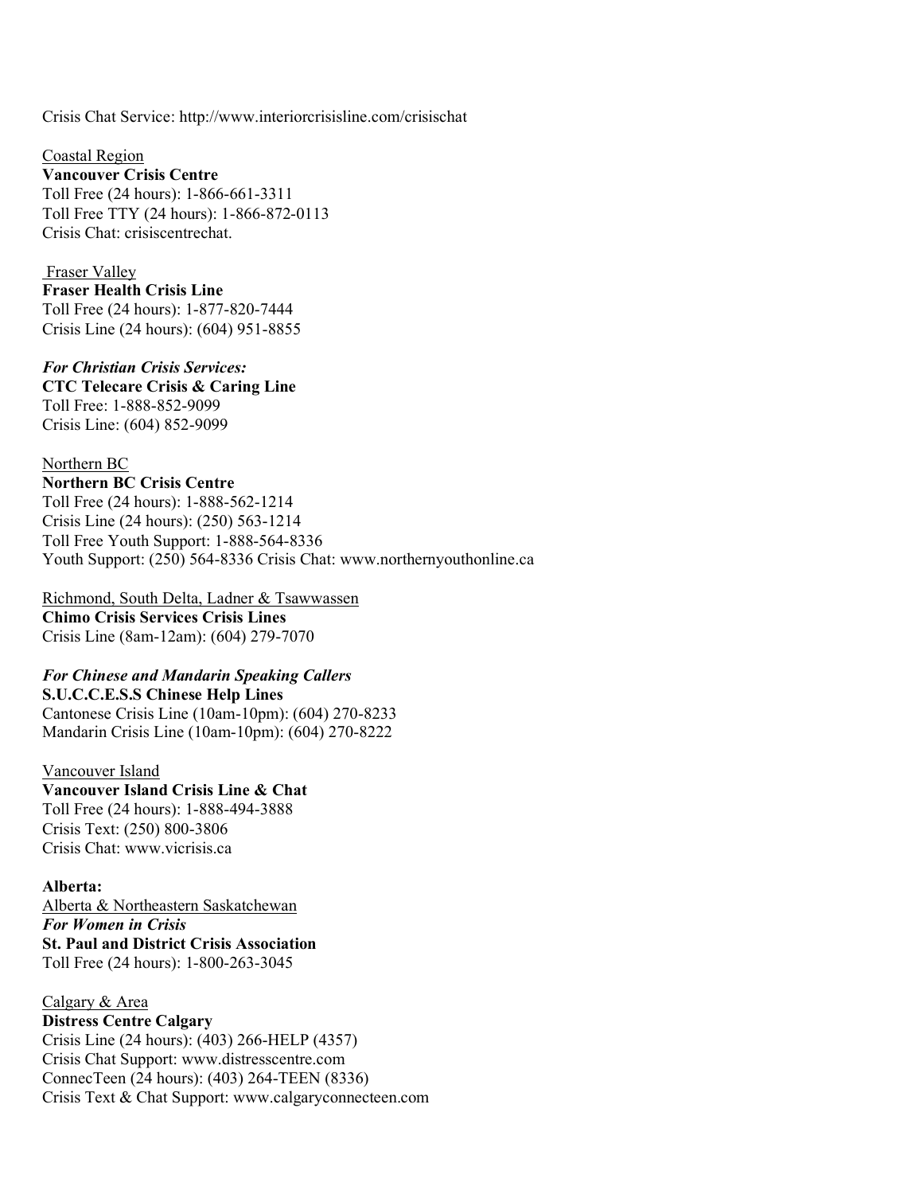Crisis Chat Service: http://www.interiorcrisisline.com/crisischat

<u>Coastal Region</u>
**Vancouver Crisis Centre**
Toll Free (24 hours): 1-866-661-3311
Toll Free TTY (24 hours): 1-866-872-0113
Crisis Chat: crisiscentrechat.

<u>Fraser Valley</u>
**Fraser Health Crisis Line**
Toll Free (24 hours): 1-877-820-7444
Crisis Line (24 hours): (604) 951-8855

***For Christian Crisis Services:***
**CTC Telecare Crisis & Caring Line**
Toll Free: 1-888-852-9099
Crisis Line: (604) 852-9099

<u>Northern BC</u>
**Northern BC Crisis Centre**
Toll Free (24 hours): 1-888-562-1214
Crisis Line (24 hours): (250) 563-1214
Toll Free Youth Support: 1-888-564-8336
Youth Support: (250) 564-8336 Crisis Chat: www.northernyouthonline.ca

<u>Richmond, South Delta, Ladner & Tsawwassen</u>
**Chimo Crisis Services Crisis Lines**
Crisis Line (8am-12am): (604) 279-7070

***For Chinese and Mandarin Speaking Callers***
**S.U.C.C.E.S.S Chinese Help Lines**
Cantonese Crisis Line (10am-10pm): (604) 270-8233
Mandarin Crisis Line (10am-10pm): (604) 270-8222

<u>Vancouver Island</u>
**Vancouver Island Crisis Line & Chat**
Toll Free (24 hours): 1-888-494-3888
Crisis Text: (250) 800-3806
Crisis Chat: www.vicrisis.ca

**Alberta:**
<u>Alberta & Northeastern Saskatchewan</u>
***For Women in Crisis***
**St. Paul and District Crisis Association**
Toll Free (24 hours): 1-800-263-3045

<u>Calgary & Area</u>
**Distress Centre Calgary**
Crisis Line (24 hours): (403) 266-HELP (4357)
Crisis Chat Support: www.distresscentre.com
ConnecTeen (24 hours): (403) 264-TEEN (8336)
Crisis Text & Chat Support: www.calgaryconnecteen.com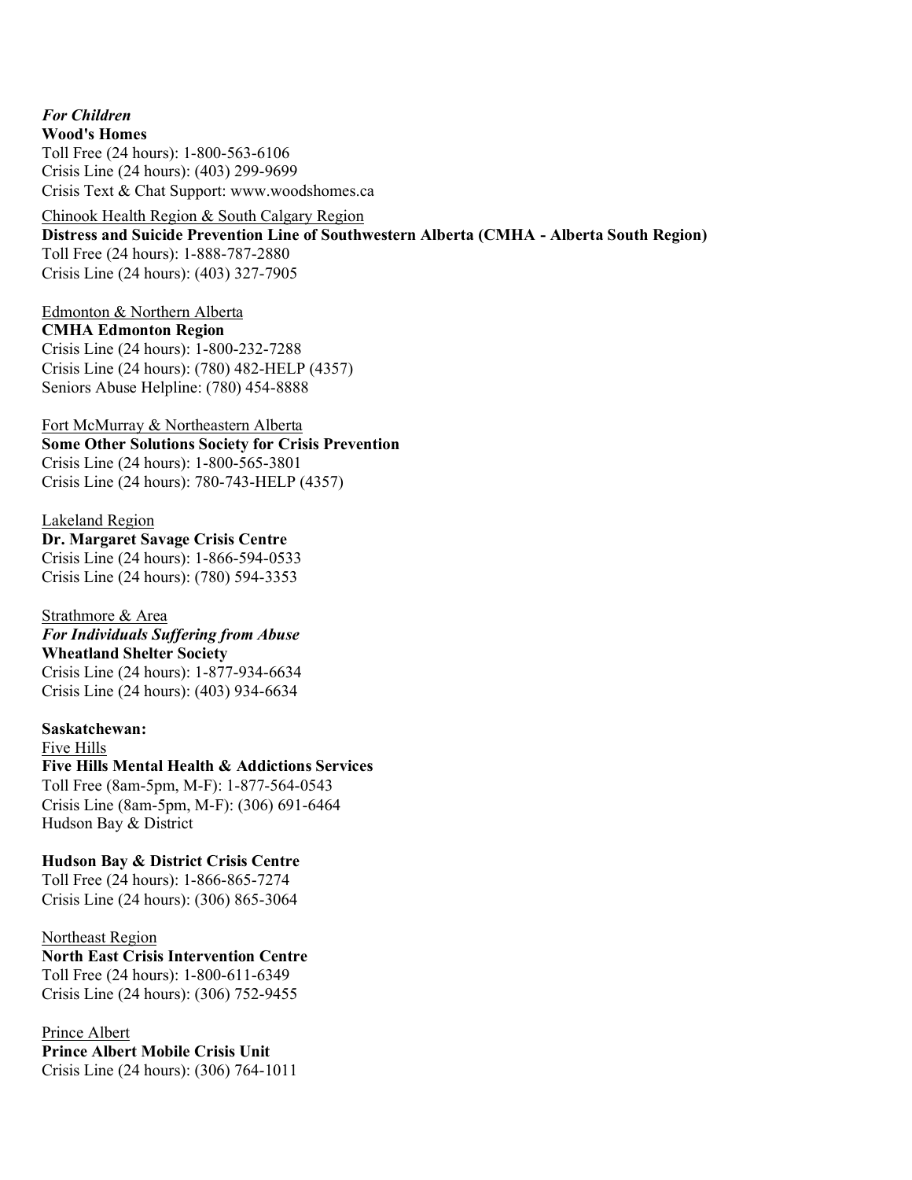*For Children*
**Wood's Homes**
Toll Free (24 hours): 1-800-563-6106
Crisis Line (24 hours): (403) 299-9699
Crisis Text & Chat Support: www.woodshomes.ca

<u>Chinook Health Region & South Calgary Region</u>
**Distress and Suicide Prevention Line of Southwestern Alberta (CMHA - Alberta South Region)**
Toll Free (24 hours): 1-888-787-2880
Crisis Line (24 hours): (403) 327-7905

<u>Edmonton & Northern Alberta</u>
**CMHA Edmonton Region**
Crisis Line (24 hours): 1-800-232-7288
Crisis Line (24 hours): (780) 482-HELP (4357)
Seniors Abuse Helpline: (780) 454-8888

<u>Fort McMurray & Northeastern Alberta</u>
**Some Other Solutions Society for Crisis Prevention**
Crisis Line (24 hours): 1-800-565-3801
Crisis Line (24 hours): 780-743-HELP (4357)

<u>Lakeland Region</u>
**Dr. Margaret Savage Crisis Centre**
Crisis Line (24 hours): 1-866-594-0533
Crisis Line (24 hours): (780) 594-3353

<u>Strathmore & Area</u>
***For Individuals Suffering from Abuse***
**Wheatland Shelter Society**
Crisis Line (24 hours): 1-877-934-6634
Crisis Line (24 hours): (403) 934-6634

**Saskatchewan:**
<u>Five Hills</u>
**Five Hills Mental Health & Addictions Services**
Toll Free (8am-5pm, M-F): 1-877-564-0543
Crisis Line (8am-5pm, M-F): (306) 691-6464
Hudson Bay & District

**Hudson Bay & District Crisis Centre**
Toll Free (24 hours): 1-866-865-7274
Crisis Line (24 hours): (306) 865-3064

<u>Northeast Region</u>
**North East Crisis Intervention Centre**
Toll Free (24 hours): 1-800-611-6349
Crisis Line (24 hours): (306) 752-9455

<u>Prince Albert</u>
**Prince Albert Mobile Crisis Unit**
Crisis Line (24 hours): (306) 764-1011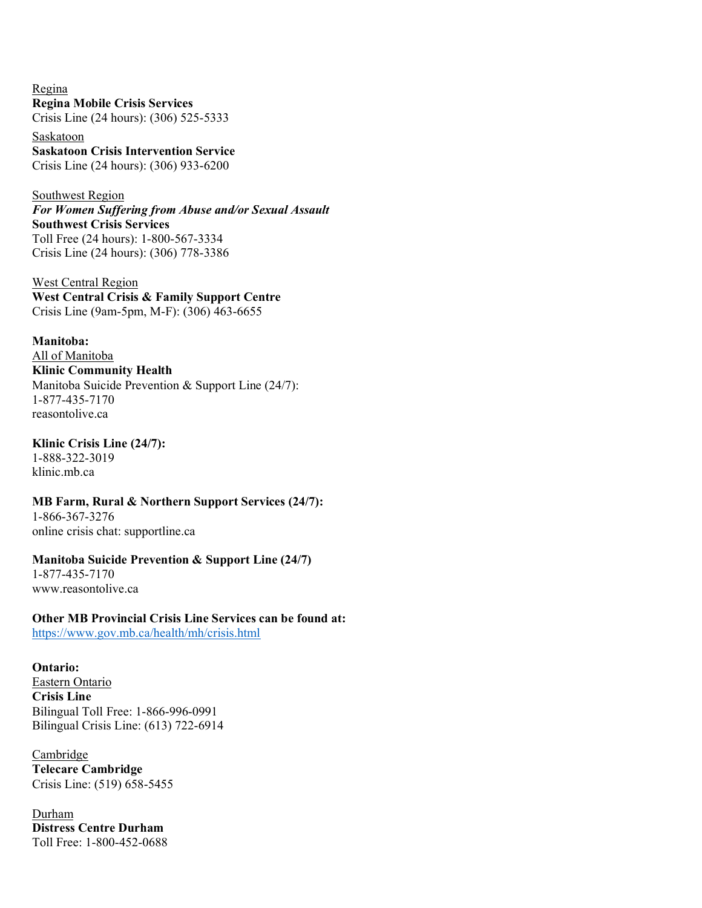<u>Regina</u>
**Regina Mobile Crisis Services**
Crisis Line (24 hours): (306) 525-5333

<u>Saskatoon</u>
**Saskatoon Crisis Intervention Service**
Crisis Line (24 hours): (306) 933-6200

<u>Southwest Region</u>
***For Women Suffering from Abuse and/or Sexual Assault***
**Southwest Crisis Services**
Toll Free (24 hours): 1-800-567-3334
Crisis Line (24 hours): (306) 778-3386

<u>West Central Region</u>
**West Central Crisis & Family Support Centre**
Crisis Line (9am-5pm, M-F): (306) 463-6655

**Manitoba:**
<u>All of Manitoba</u>
**Klinic Community Health**
Manitoba Suicide Prevention & Support Line (24/7):
1-877-435-7170
reasontolive.ca

**Klinic Crisis Line (24/7):**
1-888-322-3019
klinic.mb.ca

**MB Farm, Rural & Northern Support Services (24/7):**
1-866-367-3276
online crisis chat: supportline.ca

**Manitoba Suicide Prevention & Support Line (24/7)**
1-877-435-7170
www.reasontolive.ca

**Other MB Provincial Crisis Line Services can be found at:**
https://www.gov.mb.ca/health/mh/crisis.html

**Ontario:**
<u>Eastern Ontario</u>
**Crisis Line**
Bilingual Toll Free: 1-866-996-0991
Bilingual Crisis Line: (613) 722-6914

<u>Cambridge</u>
**Telecare Cambridge**
Crisis Line: (519) 658-5455

<u>Durham</u>
**Distress Centre Durham**
Toll Free: 1-800-452-0688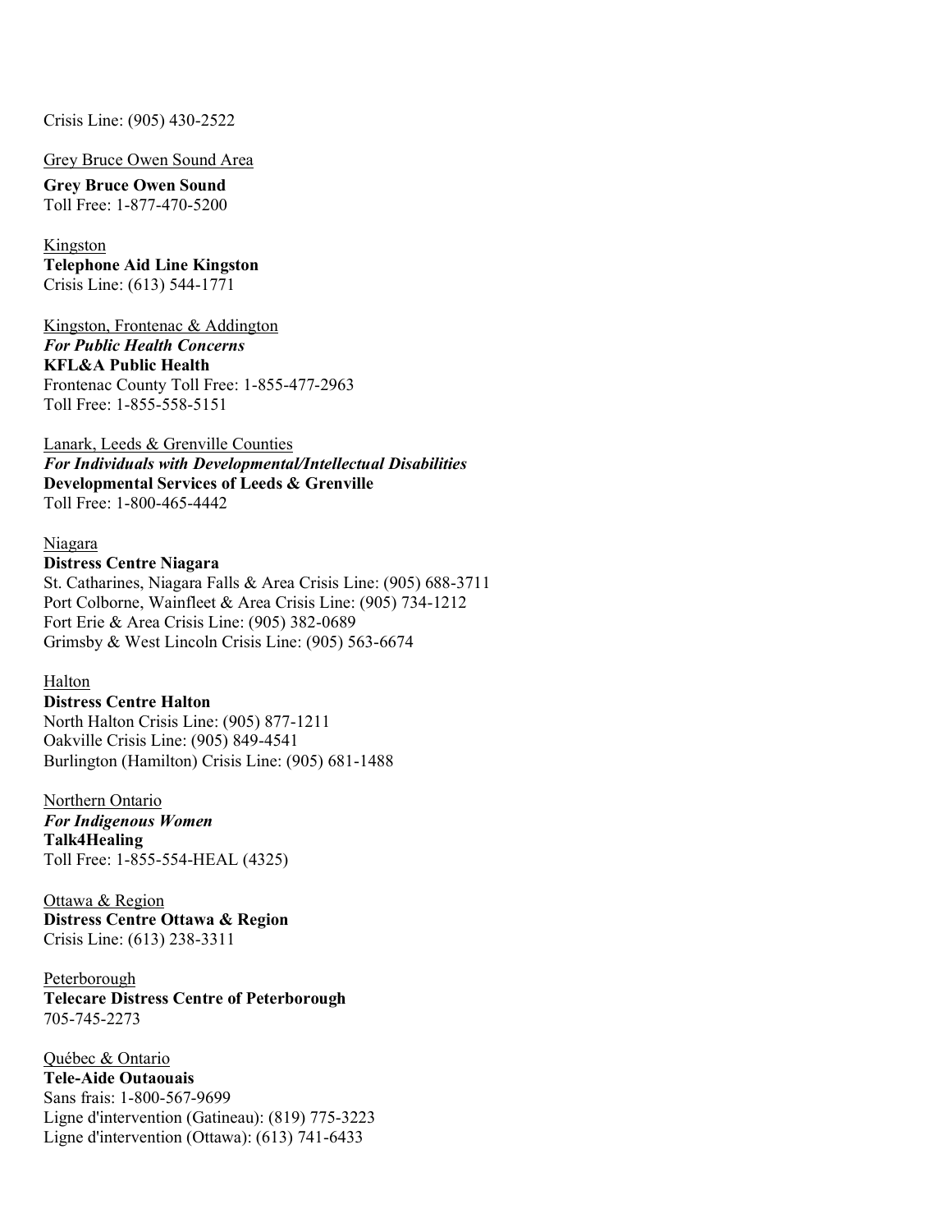Crisis Line: (905) 430-2522

<u>Grey Bruce Owen Sound Area</u>

**Grey Bruce Owen Sound**
Toll Free: 1-877-470-5200

<u>Kingston</u>
**Telephone Aid Line Kingston**
Crisis Line: (613) 544-1771

<u>Kingston, Frontenac & Addington</u>
***For Public Health Concerns***
**KFL&A Public Health**
Frontenac County Toll Free: 1-855-477-2963
Toll Free: 1-855-558-5151

<u>Lanark, Leeds & Grenville Counties</u>
***For Individuals with Developmental/Intellectual Disabilities***
**Developmental Services of Leeds & Grenville**
Toll Free: 1-800-465-4442

<u>Niagara</u>
**Distress Centre Niagara**
St. Catharines, Niagara Falls & Area Crisis Line: (905) 688-3711
Port Colborne, Wainfleet & Area Crisis Line: (905) 734-1212
Fort Erie & Area Crisis Line: (905) 382-0689
Grimsby & West Lincoln Crisis Line: (905) 563-6674

<u>Halton</u>
**Distress Centre Halton**
North Halton Crisis Line: (905) 877-1211
Oakville Crisis Line: (905) 849-4541
Burlington (Hamilton) Crisis Line: (905) 681-1488

<u>Northern Ontario</u>
***For Indigenous Women***
**Talk4Healing**
Toll Free: 1-855-554-HEAL (4325)

<u>Ottawa & Region</u>
**Distress Centre Ottawa & Region**
Crisis Line: (613) 238-3311

<u>Peterborough</u>
**Telecare Distress Centre of Peterborough**
705-745-2273

<u>Québec & Ontario</u>
**Tele-Aide Outaouais**
Sans frais: 1-800-567-9699
Ligne d'intervention (Gatineau): (819) 775-3223
Ligne d'intervention (Ottawa): (613) 741-6433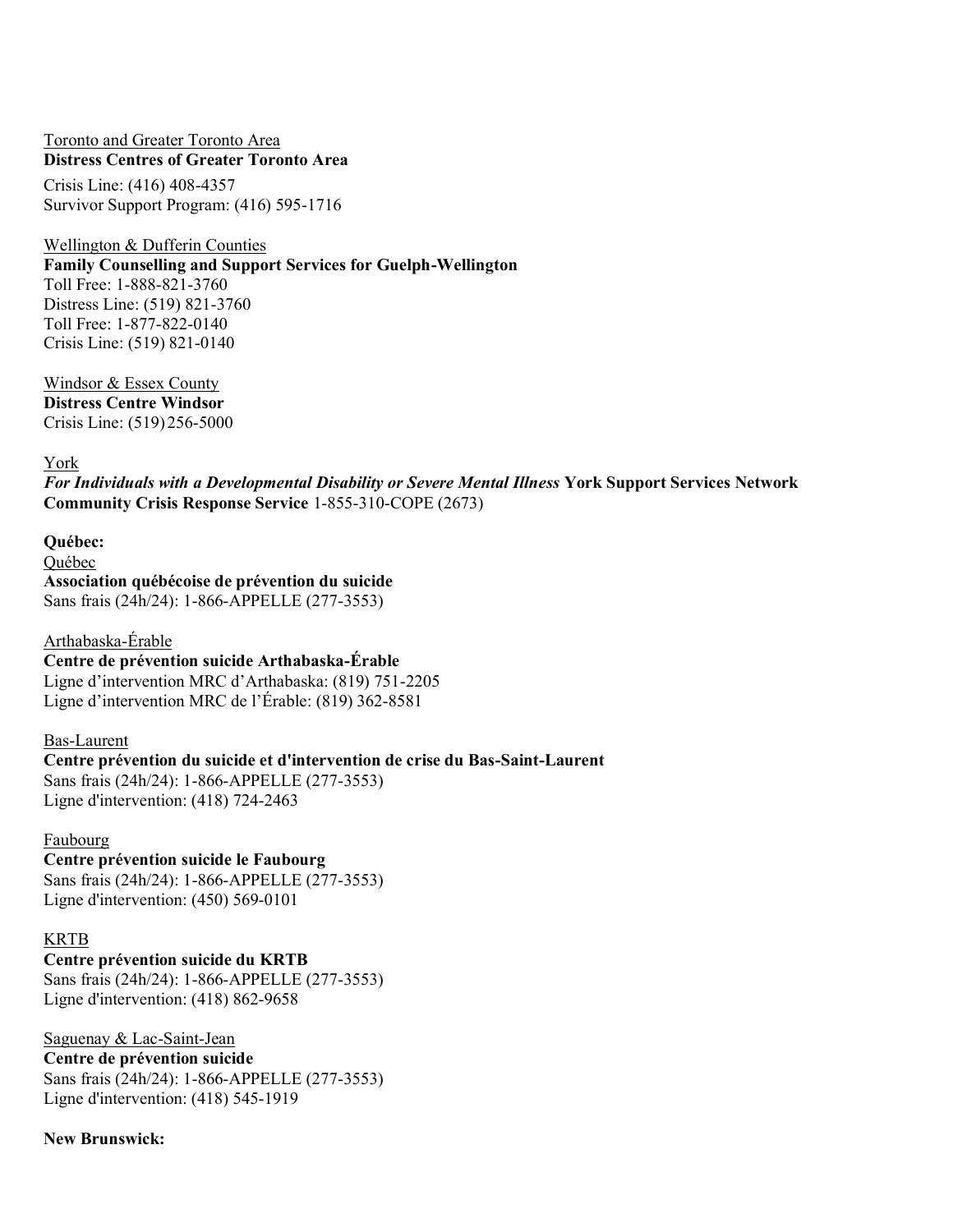Toronto and Greater Toronto Area
**Distress Centres of Greater Toronto Area**
Crisis Line: (416) 408-4357
Survivor Support Program: (416) 595-1716

Wellington & Dufferin Counties
**Family Counselling and Support Services for Guelph-Wellington**
Toll Free: 1-888-821-3760
Distress Line: (519) 821-3760
Toll Free: 1-877-822-0140
Crisis Line: (519) 821-0140

Windsor & Essex County
**Distress Centre Windsor**
Crisis Line: (519) 256-5000

York
***For Individuals with a Developmental Disability or Severe Mental Illness*** **York Support Services Network Community Crisis Response Service** 1-855-310-COPE (2673)

**Québec:**
Québec
**Association québécoise de prévention du suicide**
Sans frais (24h/24): 1-866-APPELLE (277-3553)

Arthabaska-Érable
**Centre de prévention suicide Arthabaska-Érable**
Ligne d'intervention MRC d'Arthabaska: (819) 751-2205
Ligne d'intervention MRC de l'Érable: (819) 362-8581

Bas-Laurent
**Centre prévention du suicide et d'intervention de crise du Bas-Saint-Laurent**
Sans frais (24h/24): 1-866-APPELLE (277-3553)
Ligne d'intervention: (418) 724-2463

Faubourg
**Centre prévention suicide le Faubourg**
Sans frais (24h/24): 1-866-APPELLE (277-3553)
Ligne d'intervention: (450) 569-0101

KRTB
**Centre prévention suicide du KRTB**
Sans frais (24h/24): 1-866-APPELLE (277-3553)
Ligne d'intervention: (418) 862-9658

Saguenay & Lac-Saint-Jean
**Centre de prévention suicide**
Sans frais (24h/24): 1-866-APPELLE (277-3553)
Ligne d'intervention: (418) 545-1919

**New Brunswick:**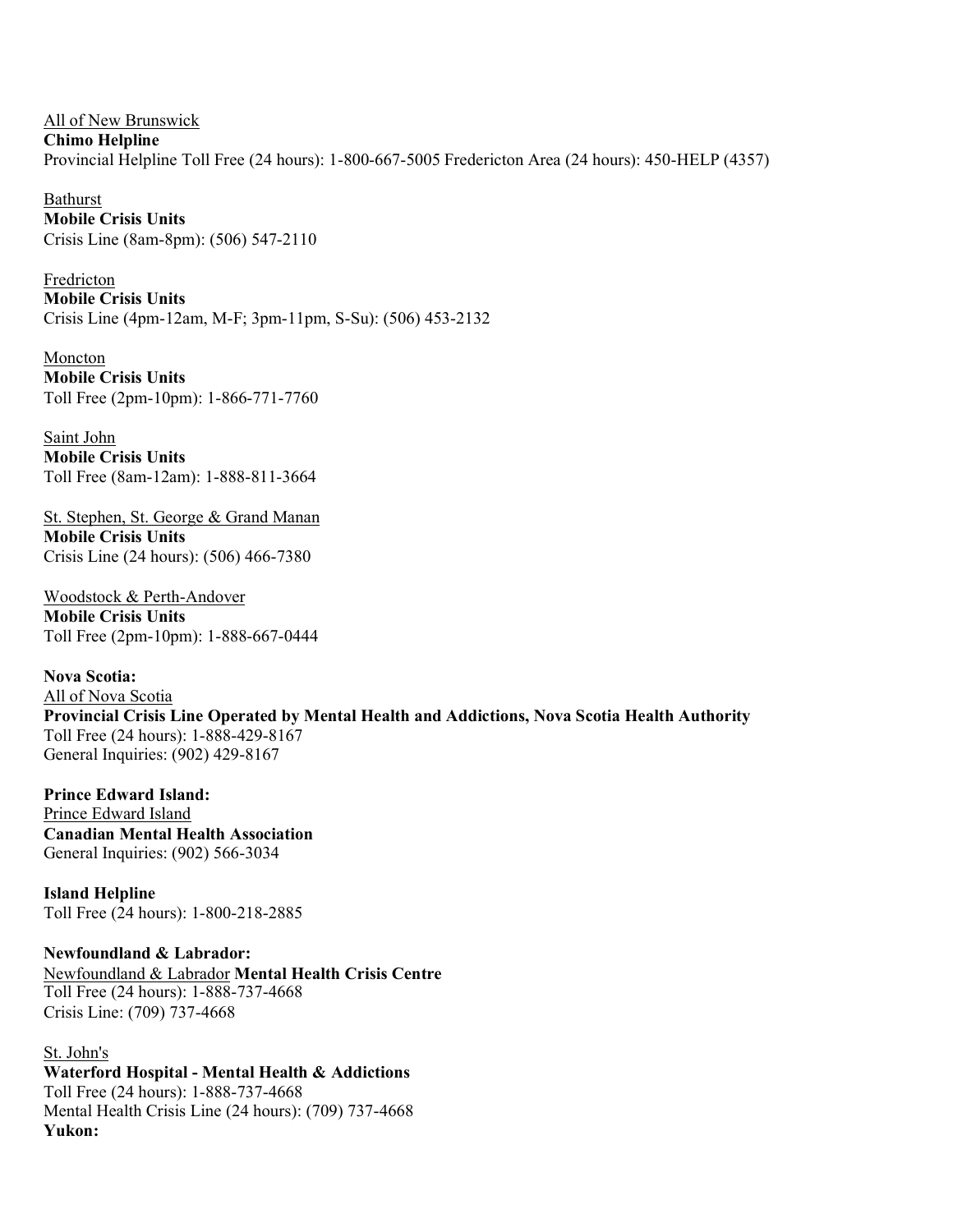All of New Brunswick
**Chimo Helpline**
Provincial Helpline Toll Free (24 hours): 1-800-667-5005 Fredericton Area (24 hours): 450-HELP (4357)

Bathurst
**Mobile Crisis Units**
Crisis Line (8am-8pm): (506) 547-2110

Fredricton
**Mobile Crisis Units**
Crisis Line (4pm-12am, M-F; 3pm-11pm, S-Su): (506) 453-2132

Moncton
**Mobile Crisis Units**
Toll Free (2pm-10pm): 1-866-771-7760

Saint John
**Mobile Crisis Units**
Toll Free (8am-12am): 1-888-811-3664

St. Stephen, St. George & Grand Manan
**Mobile Crisis Units**
Crisis Line (24 hours): (506) 466-7380

Woodstock & Perth-Andover
**Mobile Crisis Units**
Toll Free (2pm-10pm): 1-888-667-0444

**Nova Scotia:**
All of Nova Scotia
**Provincial Crisis Line Operated by Mental Health and Addictions, Nova Scotia Health Authority**
Toll Free (24 hours): 1-888-429-8167
General Inquiries: (902) 429-8167

**Prince Edward Island:**
Prince Edward Island
**Canadian Mental Health Association**
General Inquiries: (902) 566-3034

**Island Helpline**
Toll Free (24 hours): 1-800-218-2885

**Newfoundland & Labrador:**
Newfoundland & Labrador **Mental Health Crisis Centre**
Toll Free (24 hours): 1-888-737-4668
Crisis Line: (709) 737-4668

St. John's
**Waterford Hospital - Mental Health & Addictions**
Toll Free (24 hours): 1-888-737-4668
Mental Health Crisis Line (24 hours): (709) 737-4668
**Yukon:**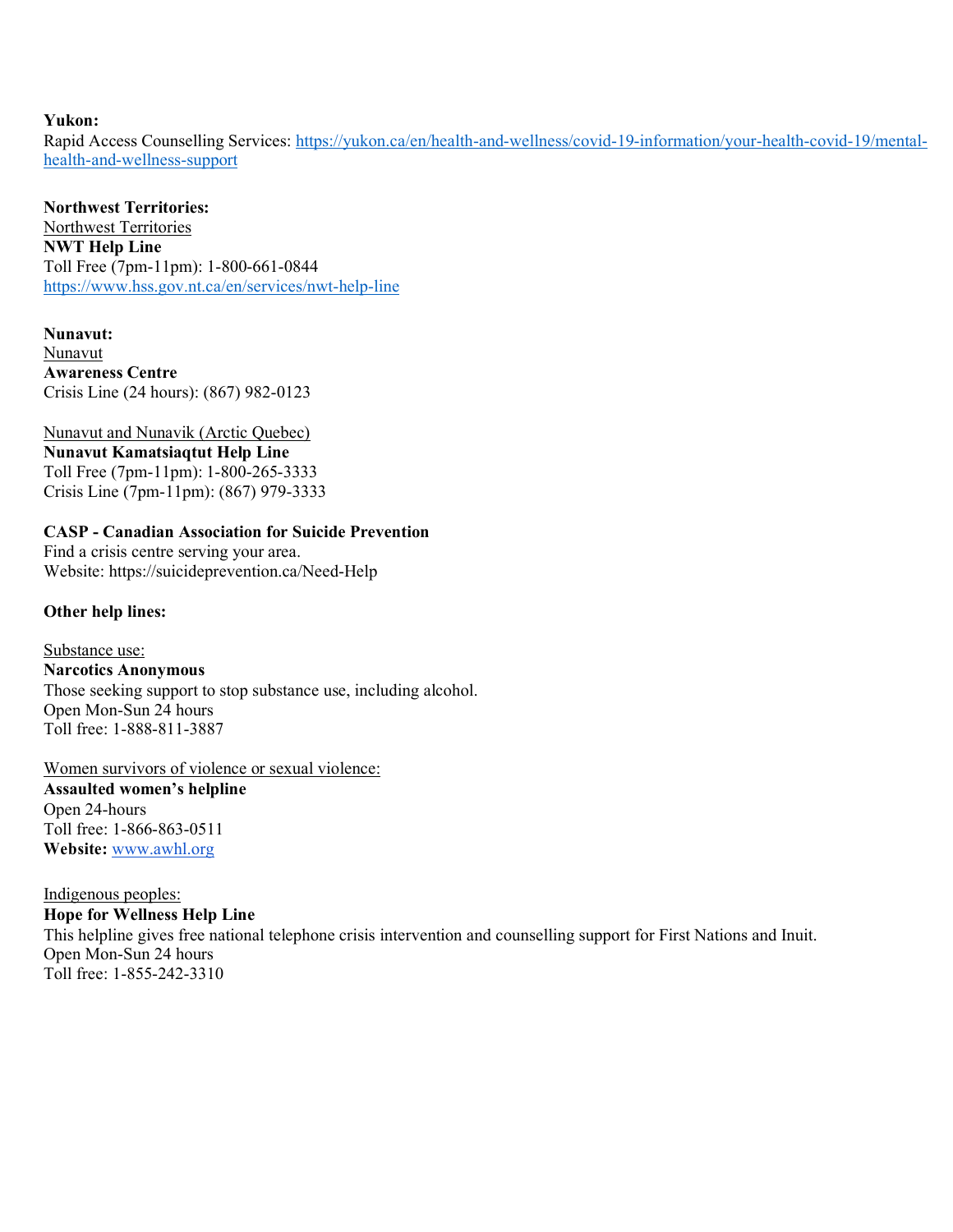**Yukon:**
Rapid Access Counselling Services: https://yukon.ca/en/health-and-wellness/covid-19-information/your-health-covid-19/mental-health-and-wellness-support

**Northwest Territories:**
Northwest Territories
**NWT Help Line**
Toll Free (7pm-11pm): 1-800-661-0844
https://www.hss.gov.nt.ca/en/services/nwt-help-line

**Nunavut:**
Nunavut
**Awareness Centre**
Crisis Line (24 hours): (867) 982-0123

Nunavut and Nunavik (Arctic Quebec)
**Nunavut Kamatsiaqtut Help Line**
Toll Free (7pm-11pm): 1-800-265-3333
Crisis Line (7pm-11pm): (867) 979-3333

**CASP - Canadian Association for Suicide Prevention**
Find a crisis centre serving your area.
Website: https://suicideprevention.ca/Need-Help

**Other help lines:**

Substance use:
**Narcotics Anonymous**
Those seeking support to stop substance use, including alcohol.
Open Mon-Sun 24 hours
Toll free: 1-888-811-3887

Women survivors of violence or sexual violence:
**Assaulted women's helpline**
Open 24-hours
Toll free: 1-866-863-0511
**Website:** www.awhl.org

Indigenous peoples:
**Hope for Wellness Help Line**
This helpline gives free national telephone crisis intervention and counselling support for First Nations and Inuit.
Open Mon-Sun 24 hours
Toll free: 1-855-242-3310